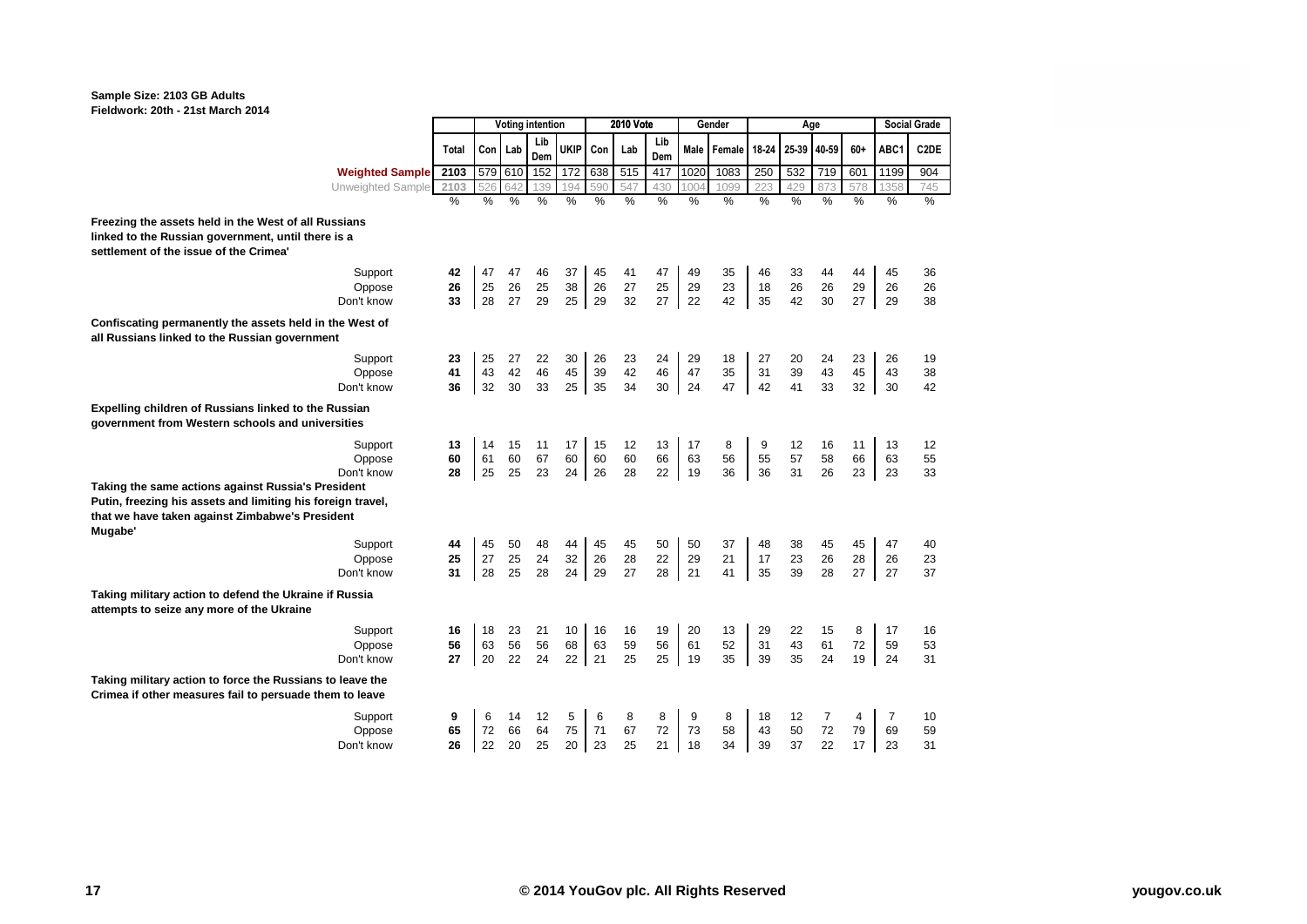**Sample Size: 2103 GB Adults**
**Fieldwork: 20th - 21st March 2014**

| | | Voting intention | | | | 2010 Vote | | | Gender | | Age | | | | Social Grade | |
|---|---|---|---|---|---|---|---|---|---|---|---|---|---|---|---|---|
| | Total | Con | Lab | Lib Dem | UKIP | Con | Lab | Lib Dem | Male | Female | 18-24 | 25-39 | 40-59 | 60+ | ABC1 | C2DE |
| **Weighted Sample** | 2103 | 579 | 610 | 152 | 172 | 638 | 515 | 417 | 1020 | 1083 | 250 | 532 | 719 | 601 | 1199 | 904 |
| Unweighted Sample | 2103 | 526 | 642 | 139 | 194 | 590 | 547 | 430 | 1004 | 1099 | 223 | 429 | 873 | 578 | 1358 | 745 |
| | % | % | % | % | % | % | % | % | % | % | % | % | % | % | % | % |
| **Freezing the assets held in the West of all Russians linked to the Russian government, until there is a settlement of the issue of the Crimea'** | | | | | | | | | | | | | | | | |
| Support | 42 | 47 | 47 | 46 | 37 | 45 | 41 | 47 | 49 | 35 | 46 | 33 | 44 | 44 | 45 | 36 |
| Oppose | 26 | 25 | 26 | 25 | 38 | 26 | 27 | 25 | 29 | 23 | 18 | 26 | 26 | 29 | 26 | 26 |
| Don't know | 33 | 28 | 27 | 29 | 25 | 29 | 32 | 27 | 22 | 42 | 35 | 42 | 30 | 27 | 29 | 38 |
| **Confiscating permanently the assets held in the West of all Russians linked to the Russian government** | | | | | | | | | | | | | | | | |
| Support | 23 | 25 | 27 | 22 | 30 | 26 | 23 | 24 | 29 | 18 | 27 | 20 | 24 | 23 | 26 | 19 |
| Oppose | 41 | 43 | 42 | 46 | 45 | 39 | 42 | 46 | 47 | 35 | 31 | 39 | 43 | 45 | 43 | 38 |
| Don't know | 36 | 32 | 30 | 33 | 25 | 35 | 34 | 30 | 24 | 47 | 42 | 41 | 33 | 32 | 30 | 42 |
| **Expelling children of Russians linked to the Russian government from Western schools and universities** | | | | | | | | | | | | | | | | |
| Support | 13 | 14 | 15 | 11 | 17 | 15 | 12 | 13 | 17 | 8 | 9 | 12 | 16 | 11 | 13 | 12 |
| Oppose | 60 | 61 | 60 | 67 | 60 | 60 | 60 | 66 | 63 | 56 | 55 | 57 | 58 | 66 | 63 | 55 |
| Don't know | 28 | 25 | 25 | 23 | 24 | 26 | 28 | 22 | 19 | 36 | 36 | 31 | 26 | 23 | 23 | 33 |
| **Taking the same actions against Russia's President Putin, freezing his assets and limiting his foreign travel, that we have taken against Zimbabwe's President Mugabe'** | | | | | | | | | | | | | | | | |
| Support | 44 | 45 | 50 | 48 | 44 | 45 | 45 | 50 | 50 | 37 | 48 | 38 | 45 | 45 | 47 | 40 |
| Oppose | 25 | 27 | 25 | 24 | 32 | 26 | 28 | 22 | 29 | 21 | 17 | 23 | 26 | 28 | 26 | 23 |
| Don't know | 31 | 28 | 25 | 28 | 24 | 29 | 27 | 28 | 21 | 41 | 35 | 39 | 28 | 27 | 27 | 37 |
| **Taking military action to defend the Ukraine if Russia attempts to seize any more of the Ukraine** | | | | | | | | | | | | | | | | |
| Support | 16 | 18 | 23 | 21 | 10 | 16 | 16 | 19 | 20 | 13 | 29 | 22 | 15 | 8 | 17 | 16 |
| Oppose | 56 | 63 | 56 | 56 | 68 | 63 | 59 | 56 | 61 | 52 | 31 | 43 | 61 | 72 | 59 | 53 |
| Don't know | 27 | 20 | 22 | 24 | 22 | 21 | 25 | 25 | 19 | 35 | 39 | 35 | 24 | 19 | 24 | 31 |
| **Taking military action to force the Russians to leave the Crimea if other measures fail to persuade them to leave** | | | | | | | | | | | | | | | | |
| Support | 9 | 6 | 14 | 12 | 5 | 6 | 8 | 8 | 9 | 8 | 18 | 12 | 7 | 4 | 7 | 10 |
| Oppose | 65 | 72 | 66 | 64 | 75 | 71 | 67 | 72 | 73 | 58 | 43 | 50 | 72 | 79 | 69 | 59 |
| Don't know | 26 | 22 | 20 | 25 | 20 | 23 | 25 | 21 | 18 | 34 | 39 | 37 | 22 | 17 | 23 | 31 |

© 2014 YouGov plc. All Rights Reserved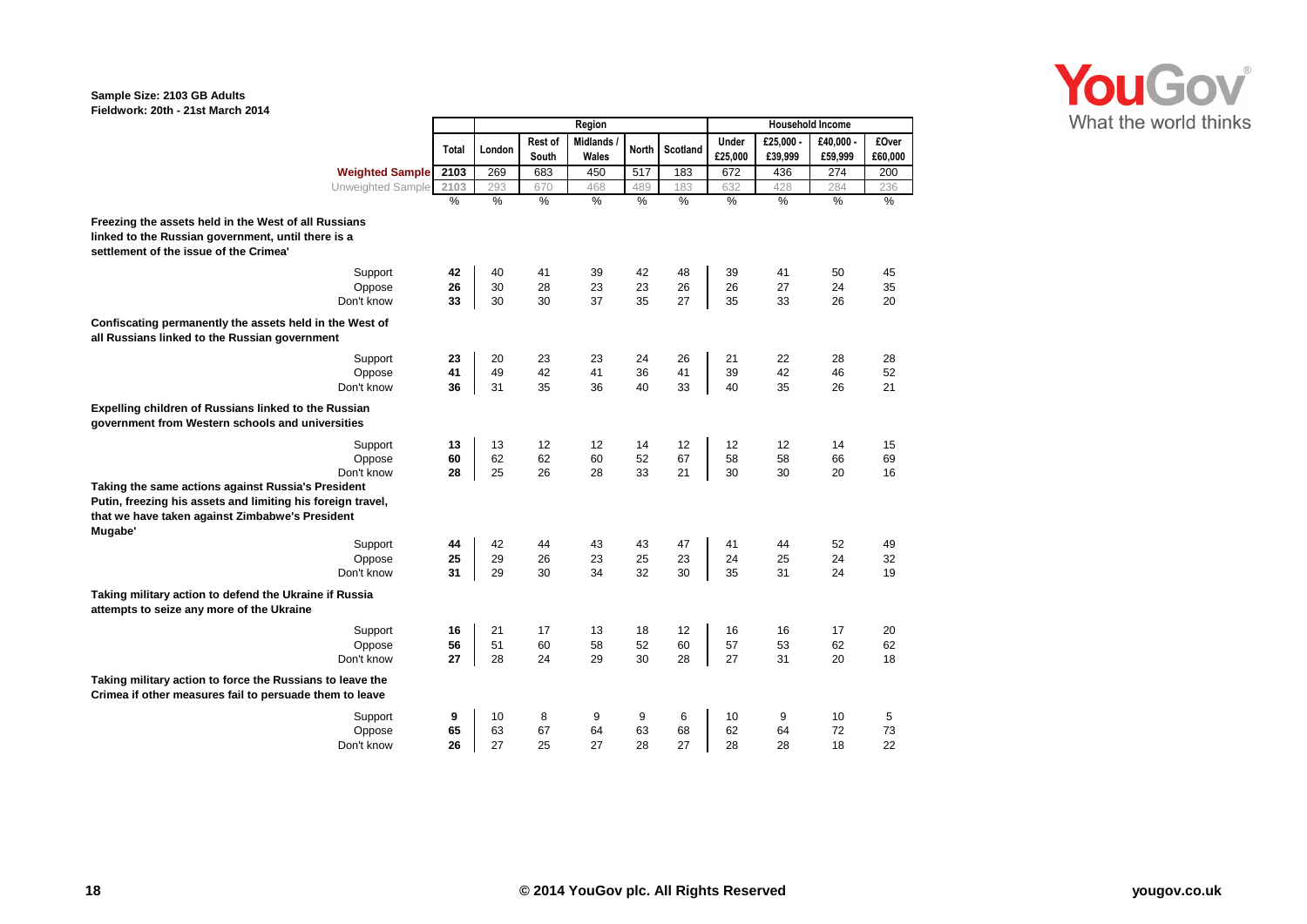Sample Size: 2103 GB Adults
Fieldwork: 20th - 21st March 2014

| | Total | Region | | | | | Household Income | | | |
|---|---|---|---|---|---|---|---|---|---|---|
| | | London | Rest of South | Midlands / Wales | North | Scotland | Under £25,000 | £25,000 - £39,999 | £40,000 - £59,999 | £Over £60,000 |
| Weighted Sample | 2103 | 269 | 683 | 450 | 517 | 183 | 672 | 436 | 274 | 200 |
| Unweighted Sample | 2103 | 293 | 670 | 468 | 489 | 183 | 632 | 428 | 284 | 236 |
| | % | % | % | % | % | % | % | % | % | % |
| **Freezing the assets held in the West of all Russians linked to the Russian government, until there is a settlement of the issue of the Crimea'** | | | | | | | | | | |
| Support | 42 | 40 | 41 | 39 | 42 | 48 | 39 | 41 | 50 | 45 |
| Oppose | 26 | 30 | 28 | 23 | 23 | 26 | 26 | 27 | 24 | 35 |
| Don't know | 33 | 30 | 30 | 37 | 35 | 27 | 35 | 33 | 26 | 20 |
| **Confiscating permanently the assets held in the West of all Russians linked to the Russian government** | | | | | | | | | | |
| Support | 23 | 20 | 23 | 23 | 24 | 26 | 21 | 22 | 28 | 28 |
| Oppose | 41 | 49 | 42 | 41 | 36 | 41 | 39 | 42 | 46 | 52 |
| Don't know | 36 | 31 | 35 | 36 | 40 | 33 | 40 | 35 | 26 | 21 |
| **Expelling children of Russians linked to the Russian government from Western schools and universities** | | | | | | | | | | |
| Support | 13 | 13 | 12 | 12 | 14 | 12 | 12 | 12 | 14 | 15 |
| Oppose | 60 | 62 | 62 | 60 | 52 | 67 | 58 | 58 | 66 | 69 |
| Don't know | 28 | 25 | 26 | 28 | 33 | 21 | 30 | 30 | 20 | 16 |
| **Taking the same actions against Russia's President Putin, freezing his assets and limiting his foreign travel, that we have taken against Zimbabwe's President Mugabe'** | | | | | | | | | | |
| Support | 44 | 42 | 44 | 43 | 43 | 47 | 41 | 44 | 52 | 49 |
| Oppose | 25 | 29 | 26 | 23 | 25 | 23 | 24 | 25 | 24 | 32 |
| Don't know | 31 | 29 | 30 | 34 | 32 | 30 | 35 | 31 | 24 | 19 |
| **Taking military action to defend the Ukraine if Russia attempts to seize any more of the Ukraine** | | | | | | | | | | |
| Support | 16 | 21 | 17 | 13 | 18 | 12 | 16 | 16 | 17 | 20 |
| Oppose | 56 | 51 | 60 | 58 | 52 | 60 | 57 | 53 | 62 | 62 |
| Don't know | 27 | 28 | 24 | 29 | 30 | 28 | 27 | 31 | 20 | 18 |
| **Taking military action to force the Russians to leave the Crimea if other measures fail to persuade them to leave** | | | | | | | | | | |
| Support | 9 | 10 | 8 | 9 | 9 | 6 | 10 | 9 | 10 | 5 |
| Oppose | 65 | 63 | 67 | 64 | 63 | 68 | 62 | 64 | 72 | 73 |
| Don't know | 26 | 27 | 25 | 27 | 28 | 27 | 28 | 28 | 18 | 22 |

© 2014 YouGov plc. All Rights Reserved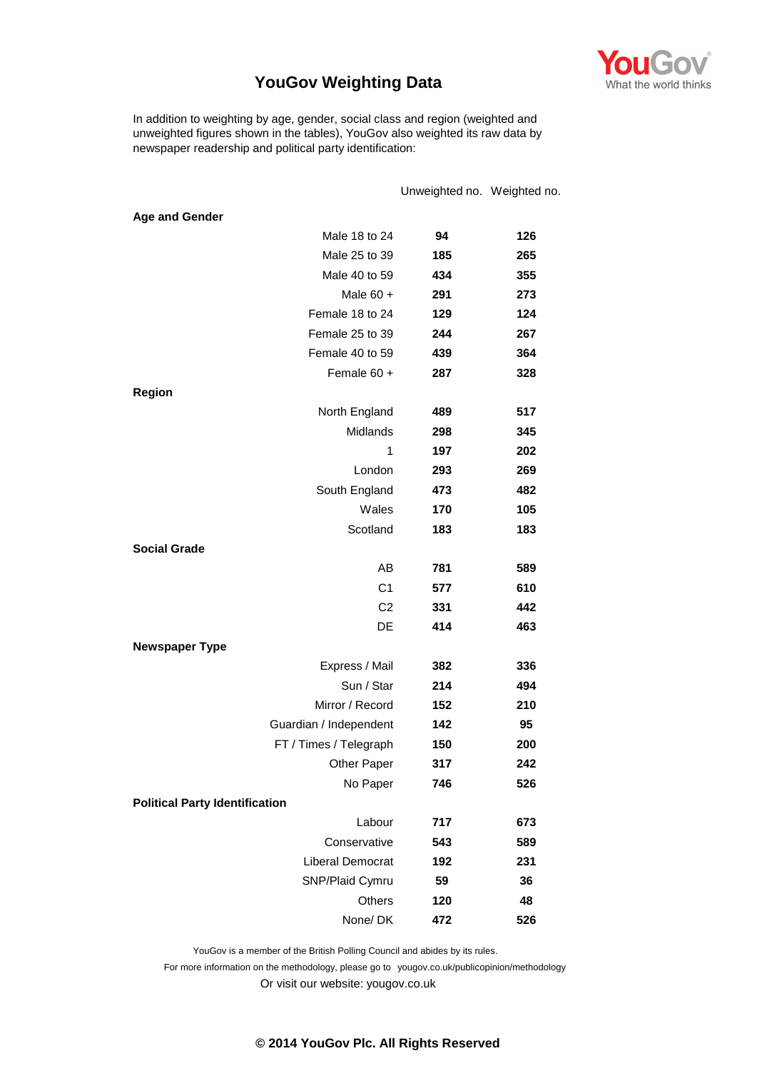# YouGov Weighting Data

YouGov What the world thinks

In addition to weighting by age, gender, social class and region (weighted and unweighted figures shown in the tables), YouGov also weighted its raw data by newspaper readership and political party identification:

| | Unweighted no. | Weighted no. |
|---|---|---|
| **Age and Gender** | | |
| Male 18 to 24 | **94** | **126** |
| Male 25 to 39 | **185** | **265** |
| Male 40 to 59 | **434** | **355** |
| Male 60 + | **291** | **273** |
| Female 18 to 24 | **129** | **124** |
| Female 25 to 39 | **244** | **267** |
| Female 40 to 59 | **439** | **364** |
| Female 60 + | **287** | **328** |
| **Region** | | |
| North England | **489** | **517** |
| Midlands | **298** | **345** |
| 1 | **197** | **202** |
| London | **293** | **269** |
| South England | **473** | **482** |
| Wales | **170** | **105** |
| Scotland | **183** | **183** |
| **Social Grade** | | |
| AB | **781** | **589** |
| C1 | **577** | **610** |
| C2 | **331** | **442** |
| DE | **414** | **463** |
| **Newspaper Type** | | |
| Express / Mail | **382** | **336** |
| Sun / Star | **214** | **494** |
| Mirror / Record | **152** | **210** |
| Guardian / Independent | **142** | **95** |
| FT / Times / Telegraph | **150** | **200** |
| Other Paper | **317** | **242** |
| No Paper | **746** | **526** |
| **Political Party Identification** | | |
| Labour | **717** | **673** |
| Conservative | **543** | **589** |
| Liberal Democrat | **192** | **231** |
| SNP/Plaid Cymru | **59** | **36** |
| Others | **120** | **48** |
| None/ DK | **472** | **526** |

YouGov is a member of the British Polling Council and abides by its rules.

For more information on the methodology, please go to yougov.co.uk/publicopinion/methodology

Or visit our website: yougov.co.uk

**© 2014 YouGov Plc. All Rights Reserved**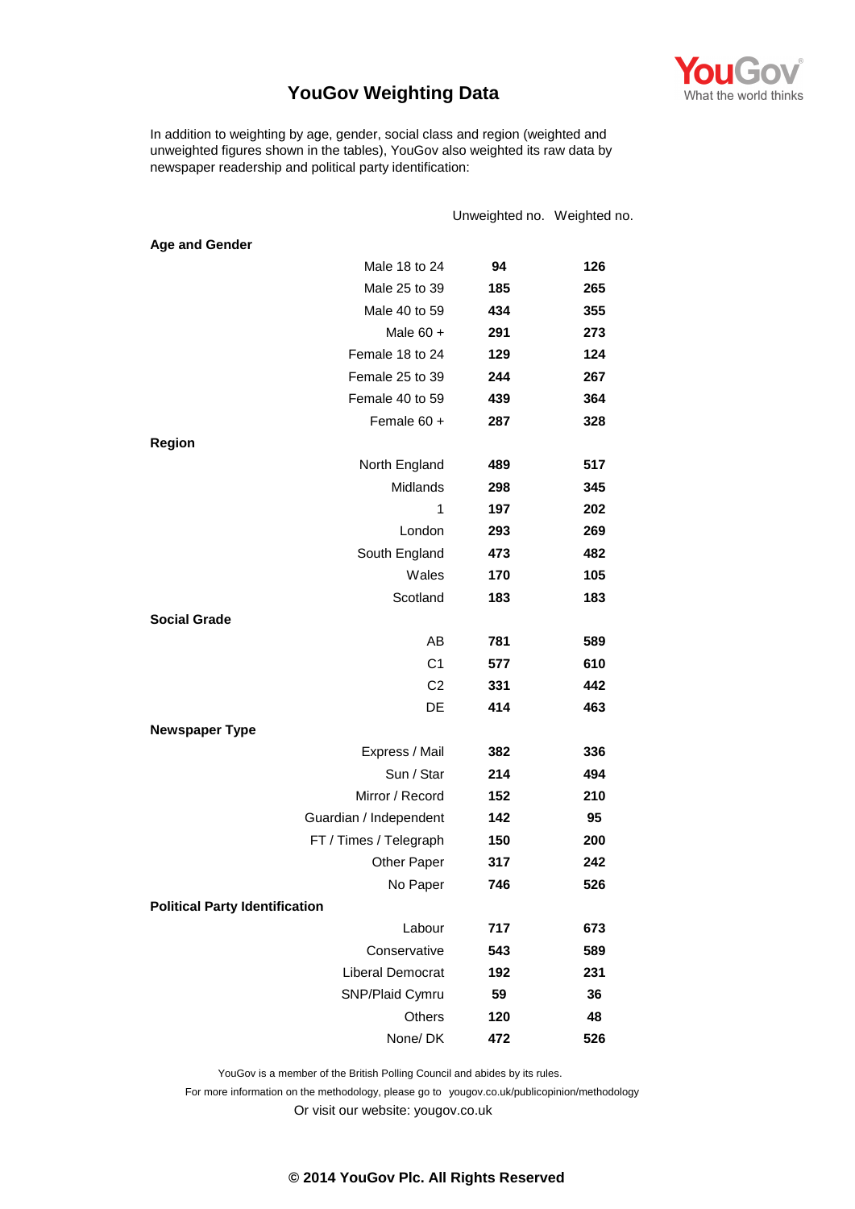# YouGov Weighting Data

In addition to weighting by age, gender, social class and region (weighted and unweighted figures shown in the tables), YouGov also weighted its raw data by newspaper readership and political party identification:

| | Unweighted no. | Weighted no. |
|---|---|---|
| **Age and Gender** | | |
| Male 18 to 24 | **94** | **126** |
| Male 25 to 39 | **185** | **265** |
| Male 40 to 59 | **434** | **355** |
| Male 60 + | **291** | **273** |
| Female 18 to 24 | **129** | **124** |
| Female 25 to 39 | **244** | **267** |
| Female 40 to 59 | **439** | **364** |
| Female 60 + | **287** | **328** |
| **Region** | | |
| North England | **489** | **517** |
| Midlands | **298** | **345** |
| 1 | **197** | **202** |
| London | **293** | **269** |
| South England | **473** | **482** |
| Wales | **170** | **105** |
| Scotland | **183** | **183** |
| **Social Grade** | | |
| AB | **781** | **589** |
| C1 | **577** | **610** |
| C2 | **331** | **442** |
| DE | **414** | **463** |
| **Newspaper Type** | | |
| Express / Mail | **382** | **336** |
| Sun / Star | **214** | **494** |
| Mirror / Record | **152** | **210** |
| Guardian / Independent | **142** | **95** |
| FT / Times / Telegraph | **150** | **200** |
| Other Paper | **317** | **242** |
| No Paper | **746** | **526** |
| **Political Party Identification** | | |
| Labour | **717** | **673** |
| Conservative | **543** | **589** |
| Liberal Democrat | **192** | **231** |
| SNP/Plaid Cymru | **59** | **36** |
| Others | **120** | **48** |
| None/ DK | **472** | **526** |

YouGov is a member of the British Polling Council and abides by its rules.

For more information on the methodology, please go to yougov.co.uk/publicopinion/methodology

Or visit our website: yougov.co.uk

**© 2014 YouGov Plc. All Rights Reserved**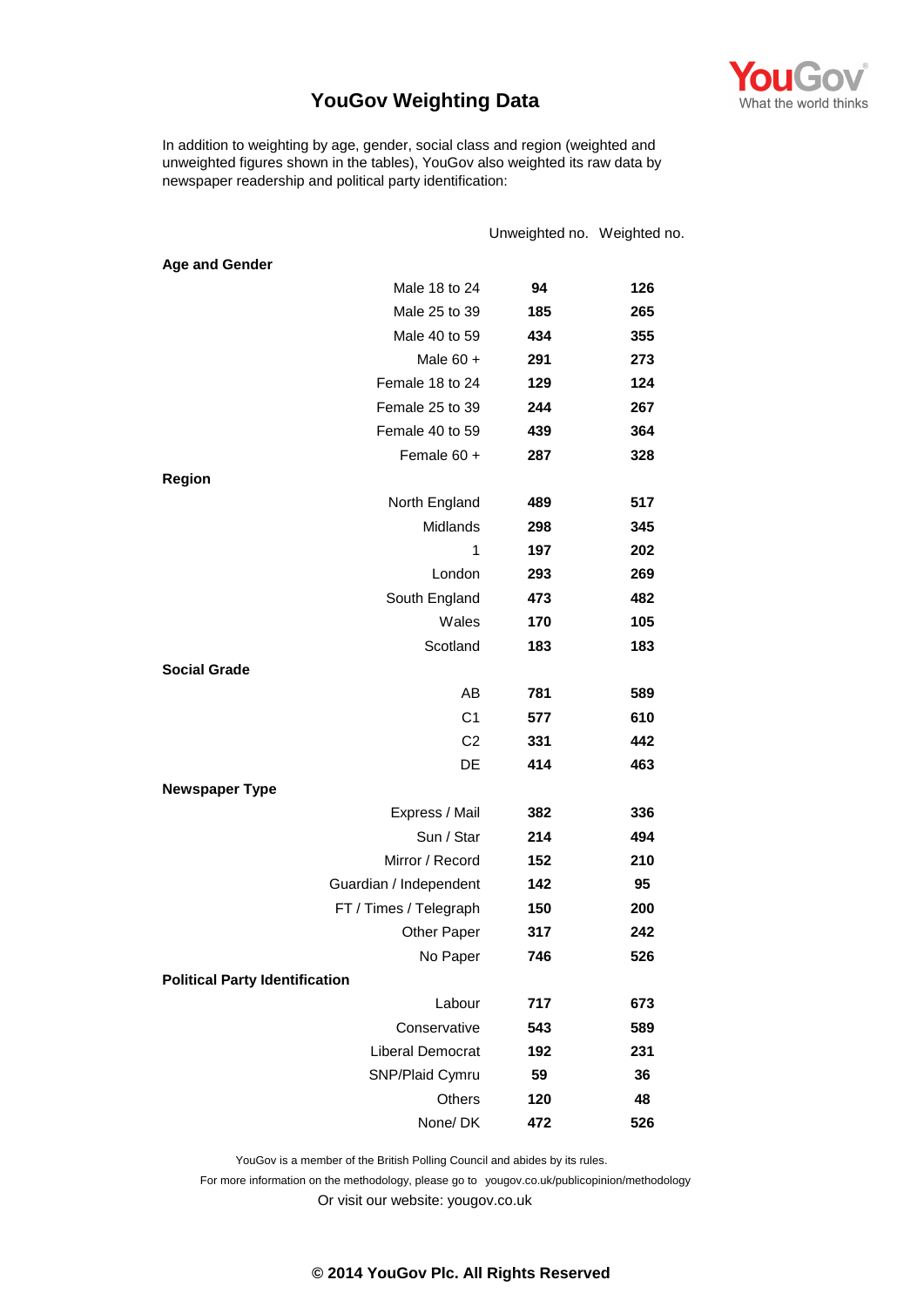# YouGov Weighting Data

In addition to weighting by age, gender, social class and region (weighted and unweighted figures shown in the tables), YouGov also weighted its raw data by newspaper readership and political party identification:

| | Unweighted no. | Weighted no. |
|---|---|---|
| **Age and Gender** | | |
| Male 18 to 24 | **94** | **126** |
| Male 25 to 39 | **185** | **265** |
| Male 40 to 59 | **434** | **355** |
| Male 60 + | **291** | **273** |
| Female 18 to 24 | **129** | **124** |
| Female 25 to 39 | **244** | **267** |
| Female 40 to 59 | **439** | **364** |
| Female 60 + | **287** | **328** |
| **Region** | | |
| North England | **489** | **517** |
| Midlands | **298** | **345** |
| 1 | **197** | **202** |
| London | **293** | **269** |
| South England | **473** | **482** |
| Wales | **170** | **105** |
| Scotland | **183** | **183** |
| **Social Grade** | | |
| AB | **781** | **589** |
| C1 | **577** | **610** |
| C2 | **331** | **442** |
| DE | **414** | **463** |
| **Newspaper Type** | | |
| Express / Mail | **382** | **336** |
| Sun / Star | **214** | **494** |
| Mirror / Record | **152** | **210** |
| Guardian / Independent | **142** | **95** |
| FT / Times / Telegraph | **150** | **200** |
| Other Paper | **317** | **242** |
| No Paper | **746** | **526** |
| **Political Party Identification** | | |
| Labour | **717** | **673** |
| Conservative | **543** | **589** |
| Liberal Democrat | **192** | **231** |
| SNP/Plaid Cymru | **59** | **36** |
| Others | **120** | **48** |
| None/ DK | **472** | **526** |

YouGov is a member of the British Polling Council and abides by its rules.

For more information on the methodology, please go to yougov.co.uk/publicopinion/methodology

Or visit our website: yougov.co.uk

**© 2014 YouGov Plc. All Rights Reserved**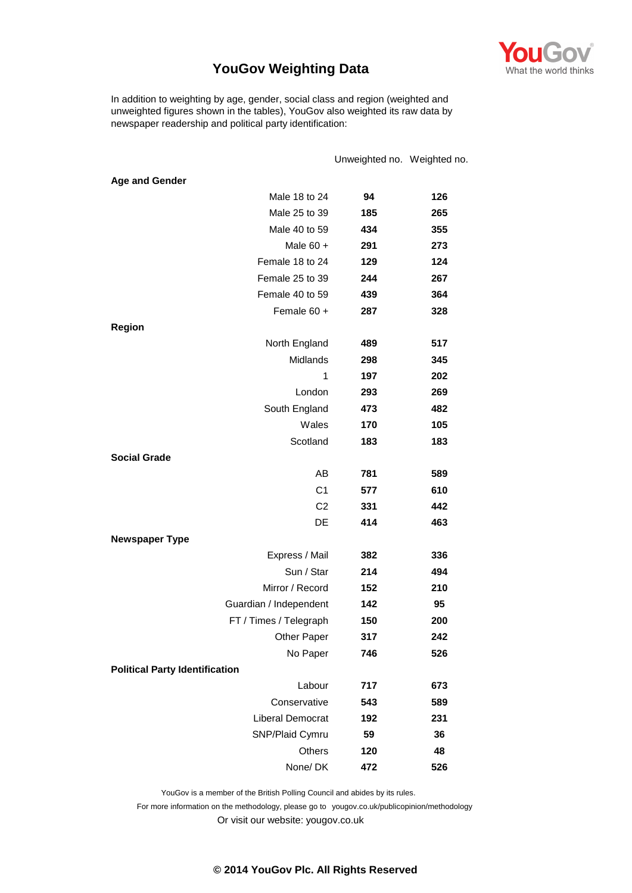# YouGov Weighting Data

In addition to weighting by age, gender, social class and region (weighted and unweighted figures shown in the tables), YouGov also weighted its raw data by newspaper readership and political party identification:

| | Unweighted no. | Weighted no. |
|---|---|---|
| **Age and Gender** | | |
| Male 18 to 24 | **94** | **126** |
| Male 25 to 39 | **185** | **265** |
| Male 40 to 59 | **434** | **355** |
| Male 60 + | **291** | **273** |
| Female 18 to 24 | **129** | **124** |
| Female 25 to 39 | **244** | **267** |
| Female 40 to 59 | **439** | **364** |
| Female 60 + | **287** | **328** |
| **Region** | | |
| North England | **489** | **517** |
| Midlands | **298** | **345** |
| 1 | **197** | **202** |
| London | **293** | **269** |
| South England | **473** | **482** |
| Wales | **170** | **105** |
| Scotland | **183** | **183** |
| **Social Grade** | | |
| AB | **781** | **589** |
| C1 | **577** | **610** |
| C2 | **331** | **442** |
| DE | **414** | **463** |
| **Newspaper Type** | | |
| Express / Mail | **382** | **336** |
| Sun / Star | **214** | **494** |
| Mirror / Record | **152** | **210** |
| Guardian / Independent | **142** | **95** |
| FT / Times / Telegraph | **150** | **200** |
| Other Paper | **317** | **242** |
| No Paper | **746** | **526** |
| **Political Party Identification** | | |
| Labour | **717** | **673** |
| Conservative | **543** | **589** |
| Liberal Democrat | **192** | **231** |
| SNP/Plaid Cymru | **59** | **36** |
| Others | **120** | **48** |
| None/ DK | **472** | **526** |

YouGov is a member of the British Polling Council and abides by its rules.

For more information on the methodology, please go to yougov.co.uk/publicopinion/methodology

Or visit our website: yougov.co.uk

**© 2014 YouGov Plc. All Rights Reserved**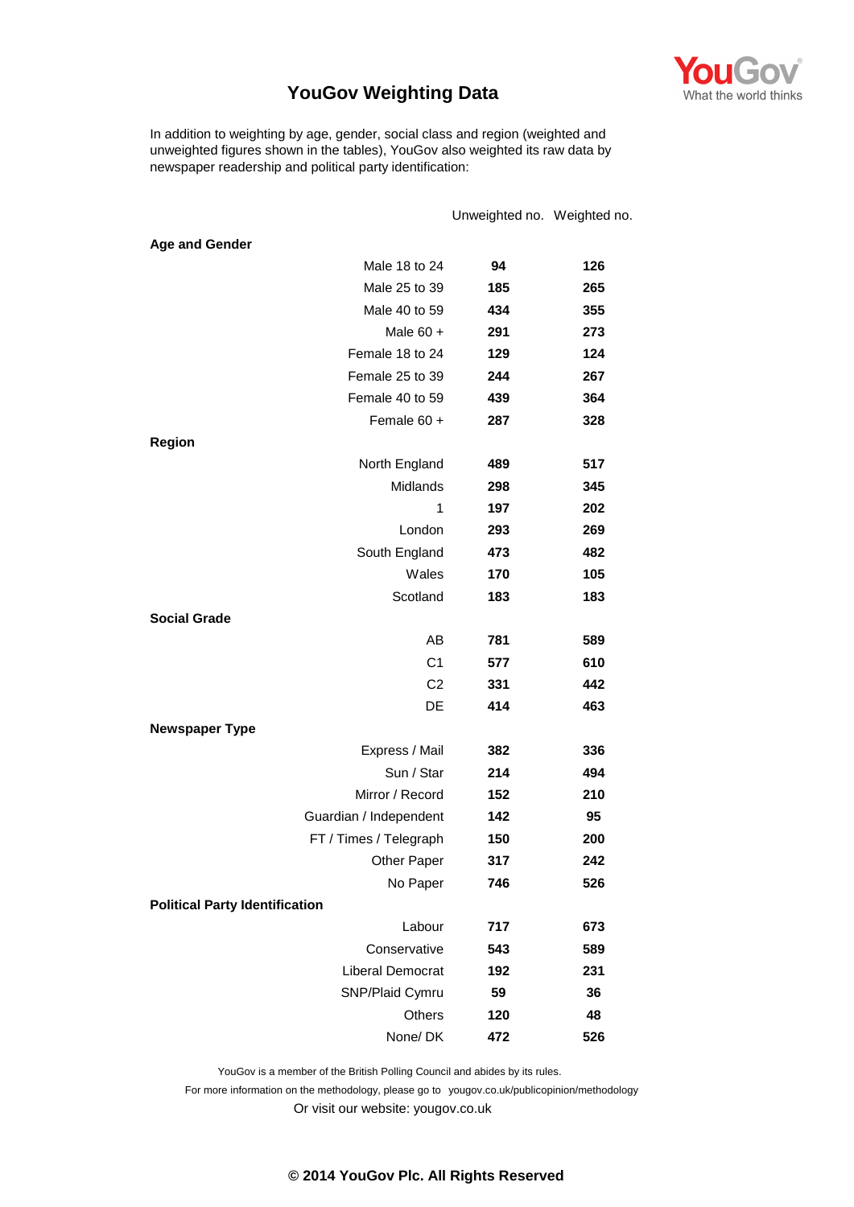# YouGov Weighting Data

In addition to weighting by age, gender, social class and region (weighted and unweighted figures shown in the tables), YouGov also weighted its raw data by newspaper readership and political party identification:

| | Unweighted no. | Weighted no. |
|---|---|---|
| **Age and Gender** | | |
| Male 18 to 24 | **94** | **126** |
| Male 25 to 39 | **185** | **265** |
| Male 40 to 59 | **434** | **355** |
| Male 60 + | **291** | **273** |
| Female 18 to 24 | **129** | **124** |
| Female 25 to 39 | **244** | **267** |
| Female 40 to 59 | **439** | **364** |
| Female 60 + | **287** | **328** |
| **Region** | | |
| North England | **489** | **517** |
| Midlands | **298** | **345** |
| 1 | **197** | **202** |
| London | **293** | **269** |
| South England | **473** | **482** |
| Wales | **170** | **105** |
| Scotland | **183** | **183** |
| **Social Grade** | | |
| AB | **781** | **589** |
| C1 | **577** | **610** |
| C2 | **331** | **442** |
| DE | **414** | **463** |
| **Newspaper Type** | | |
| Express / Mail | **382** | **336** |
| Sun / Star | **214** | **494** |
| Mirror / Record | **152** | **210** |
| Guardian / Independent | **142** | **95** |
| FT / Times / Telegraph | **150** | **200** |
| Other Paper | **317** | **242** |
| No Paper | **746** | **526** |
| **Political Party Identification** | | |
| Labour | **717** | **673** |
| Conservative | **543** | **589** |
| Liberal Democrat | **192** | **231** |
| SNP/Plaid Cymru | **59** | **36** |
| Others | **120** | **48** |
| None/ DK | **472** | **526** |

YouGov is a member of the British Polling Council and abides by its rules.

For more information on the methodology, please go to yougov.co.uk/publicopinion/methodology

Or visit our website: yougov.co.uk

**© 2014 YouGov Plc. All Rights Reserved**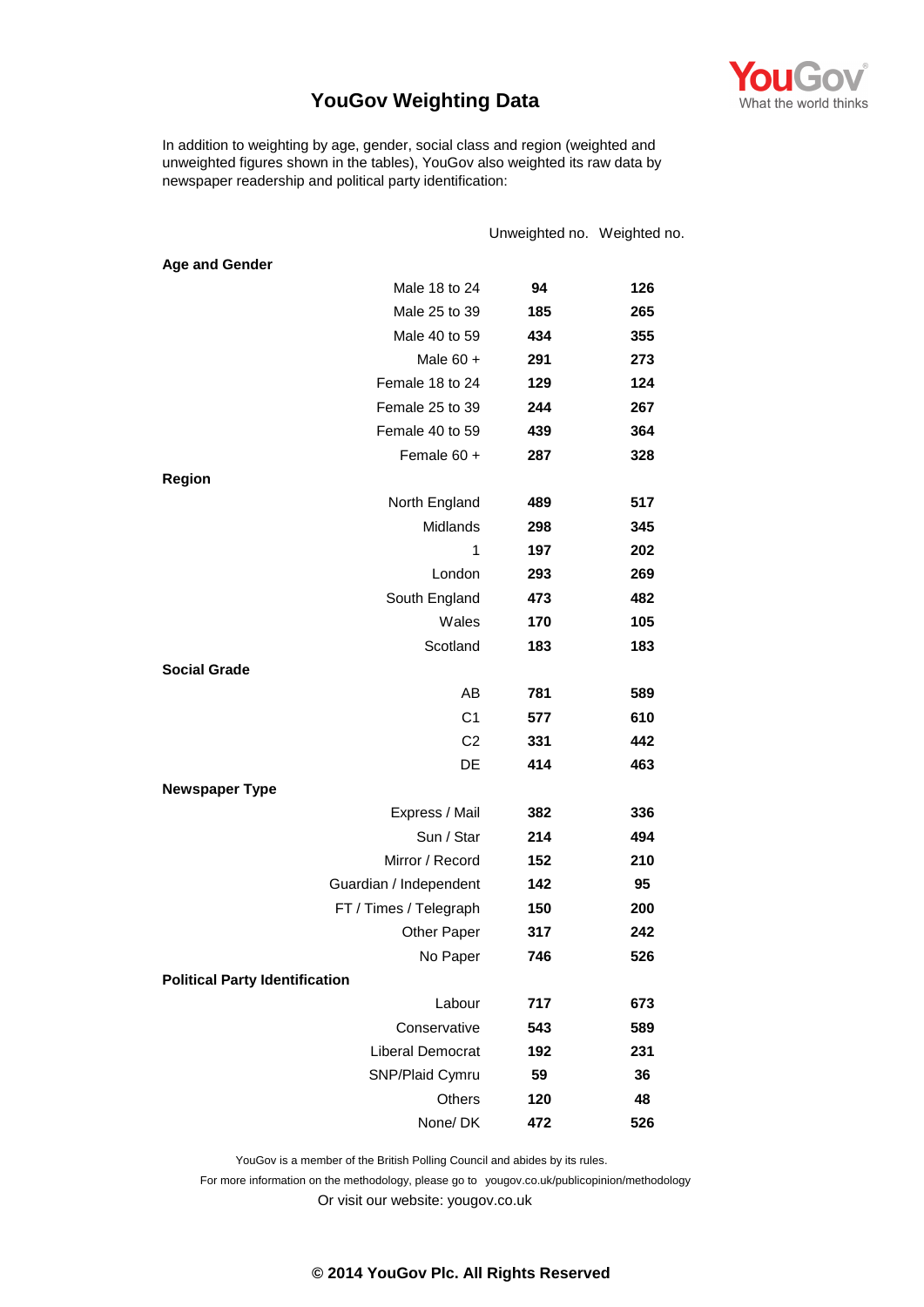# YouGov Weighting Data

In addition to weighting by age, gender, social class and region (weighted and unweighted figures shown in the tables), YouGov also weighted its raw data by newspaper readership and political party identification:

| | Unweighted no. | Weighted no. |
|---|---|---|
| **Age and Gender** | | |
| Male 18 to 24 | **94** | **126** |
| Male 25 to 39 | **185** | **265** |
| Male 40 to 59 | **434** | **355** |
| Male 60 + | **291** | **273** |
| Female 18 to 24 | **129** | **124** |
| Female 25 to 39 | **244** | **267** |
| Female 40 to 59 | **439** | **364** |
| Female 60 + | **287** | **328** |
| **Region** | | |
| North England | **489** | **517** |
| Midlands | **298** | **345** |
| 1 | **197** | **202** |
| London | **293** | **269** |
| South England | **473** | **482** |
| Wales | **170** | **105** |
| Scotland | **183** | **183** |
| **Social Grade** | | |
| AB | **781** | **589** |
| C1 | **577** | **610** |
| C2 | **331** | **442** |
| DE | **414** | **463** |
| **Newspaper Type** | | |
| Express / Mail | **382** | **336** |
| Sun / Star | **214** | **494** |
| Mirror / Record | **152** | **210** |
| Guardian / Independent | **142** | **95** |
| FT / Times / Telegraph | **150** | **200** |
| Other Paper | **317** | **242** |
| No Paper | **746** | **526** |
| **Political Party Identification** | | |
| Labour | **717** | **673** |
| Conservative | **543** | **589** |
| Liberal Democrat | **192** | **231** |
| SNP/Plaid Cymru | **59** | **36** |
| Others | **120** | **48** |
| None/ DK | **472** | **526** |

YouGov is a member of the British Polling Council and abides by its rules.

For more information on the methodology, please go to yougov.co.uk/publicopinion/methodology

Or visit our website: yougov.co.uk

**© 2014 YouGov Plc. All Rights Reserved**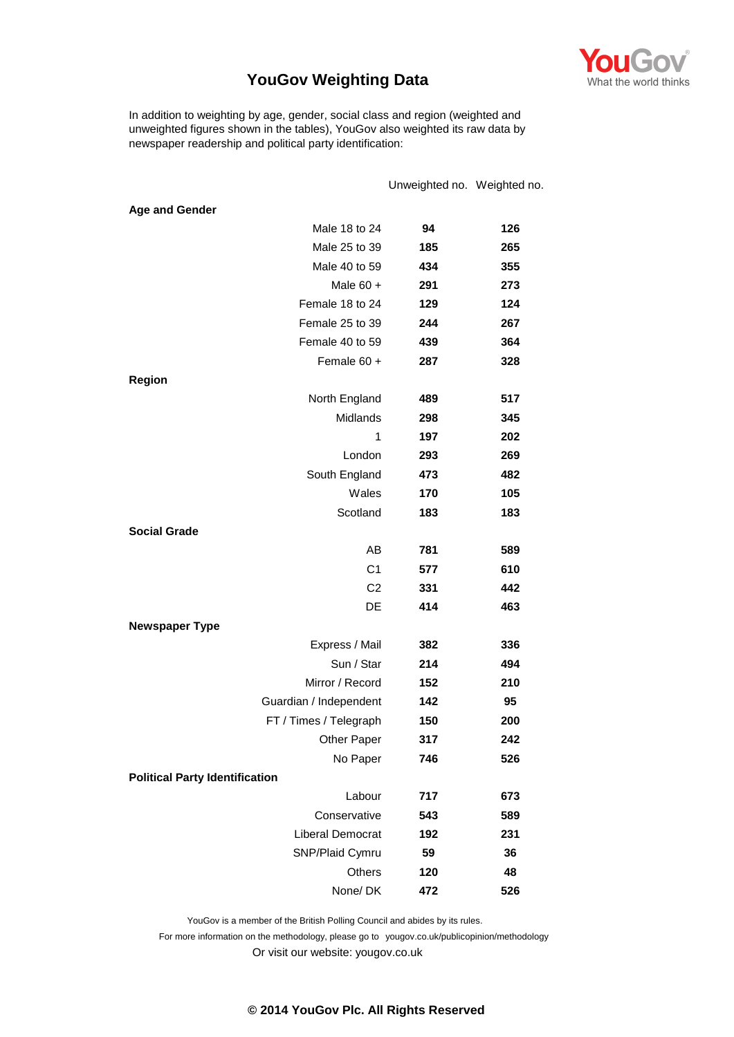# YouGov Weighting Data

In addition to weighting by age, gender, social class and region (weighted and unweighted figures shown in the tables), YouGov also weighted its raw data by newspaper readership and political party identification:

| | Unweighted no. | Weighted no. |
|---|---|---|
| **Age and Gender** | | |
| Male 18 to 24 | **94** | **126** |
| Male 25 to 39 | **185** | **265** |
| Male 40 to 59 | **434** | **355** |
| Male 60 + | **291** | **273** |
| Female 18 to 24 | **129** | **124** |
| Female 25 to 39 | **244** | **267** |
| Female 40 to 59 | **439** | **364** |
| Female 60 + | **287** | **328** |
| **Region** | | |
| North England | **489** | **517** |
| Midlands | **298** | **345** |
| 1 | **197** | **202** |
| London | **293** | **269** |
| South England | **473** | **482** |
| Wales | **170** | **105** |
| Scotland | **183** | **183** |
| **Social Grade** | | |
| AB | **781** | **589** |
| C1 | **577** | **610** |
| C2 | **331** | **442** |
| DE | **414** | **463** |
| **Newspaper Type** | | |
| Express / Mail | **382** | **336** |
| Sun / Star | **214** | **494** |
| Mirror / Record | **152** | **210** |
| Guardian / Independent | **142** | **95** |
| FT / Times / Telegraph | **150** | **200** |
| Other Paper | **317** | **242** |
| No Paper | **746** | **526** |
| **Political Party Identification** | | |
| Labour | **717** | **673** |
| Conservative | **543** | **589** |
| Liberal Democrat | **192** | **231** |
| SNP/Plaid Cymru | **59** | **36** |
| Others | **120** | **48** |
| None/ DK | **472** | **526** |

YouGov is a member of the British Polling Council and abides by its rules.

For more information on the methodology, please go to yougov.co.uk/publicopinion/methodology

Or visit our website: yougov.co.uk

**© 2014 YouGov Plc. All Rights Reserved**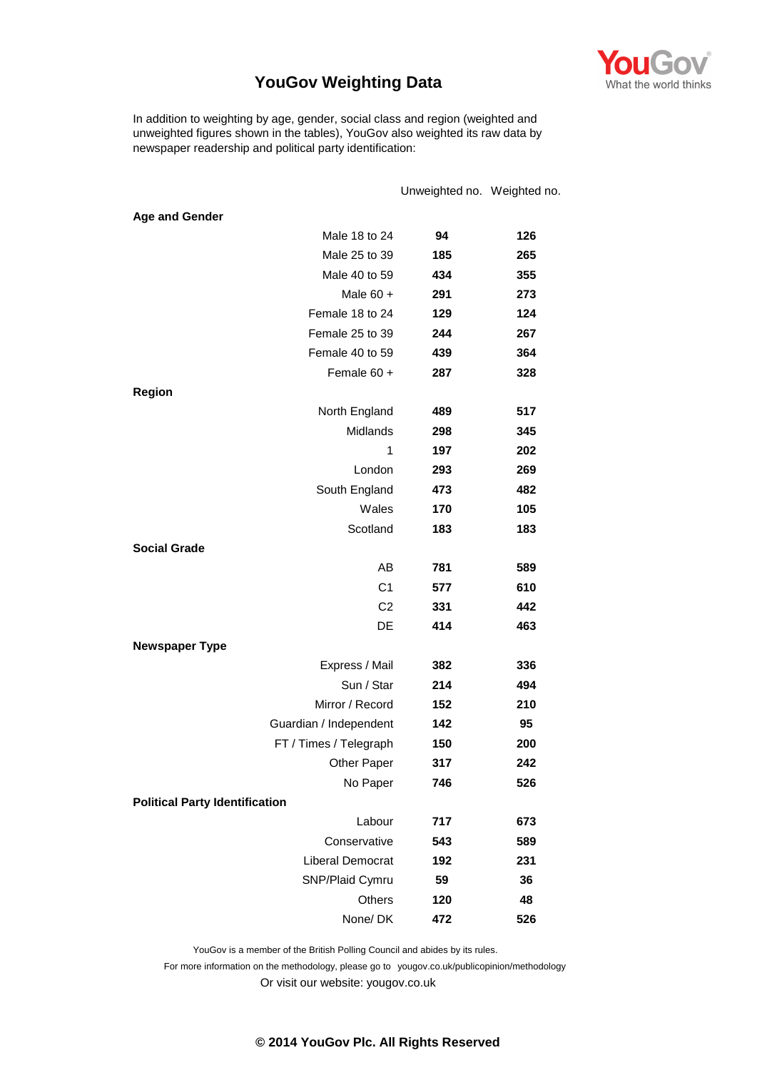# YouGov Weighting Data

YouGov — What the world thinks

In addition to weighting by age, gender, social class and region (weighted and unweighted figures shown in the tables), YouGov also weighted its raw data by newspaper readership and political party identification:

| | Unweighted no. | Weighted no. |
|---|---|---|
| **Age and Gender** | | |
| Male 18 to 24 | **94** | **126** |
| Male 25 to 39 | **185** | **265** |
| Male 40 to 59 | **434** | **355** |
| Male 60 + | **291** | **273** |
| Female 18 to 24 | **129** | **124** |
| Female 25 to 39 | **244** | **267** |
| Female 40 to 59 | **439** | **364** |
| Female 60 + | **287** | **328** |
| **Region** | | |
| North England | **489** | **517** |
| Midlands | **298** | **345** |
| 1 | **197** | **202** |
| London | **293** | **269** |
| South England | **473** | **482** |
| Wales | **170** | **105** |
| Scotland | **183** | **183** |
| **Social Grade** | | |
| AB | **781** | **589** |
| C1 | **577** | **610** |
| C2 | **331** | **442** |
| DE | **414** | **463** |
| **Newspaper Type** | | |
| Express / Mail | **382** | **336** |
| Sun / Star | **214** | **494** |
| Mirror / Record | **152** | **210** |
| Guardian / Independent | **142** | **95** |
| FT / Times / Telegraph | **150** | **200** |
| Other Paper | **317** | **242** |
| No Paper | **746** | **526** |
| **Political Party Identification** | | |
| Labour | **717** | **673** |
| Conservative | **543** | **589** |
| Liberal Democrat | **192** | **231** |
| SNP/Plaid Cymru | **59** | **36** |
| Others | **120** | **48** |
| None/ DK | **472** | **526** |

YouGov is a member of the British Polling Council and abides by its rules.

For more information on the methodology, please go to yougov.co.uk/publicopinion/methodology

Or visit our website: yougov.co.uk

**© 2014 YouGov Plc. All Rights Reserved**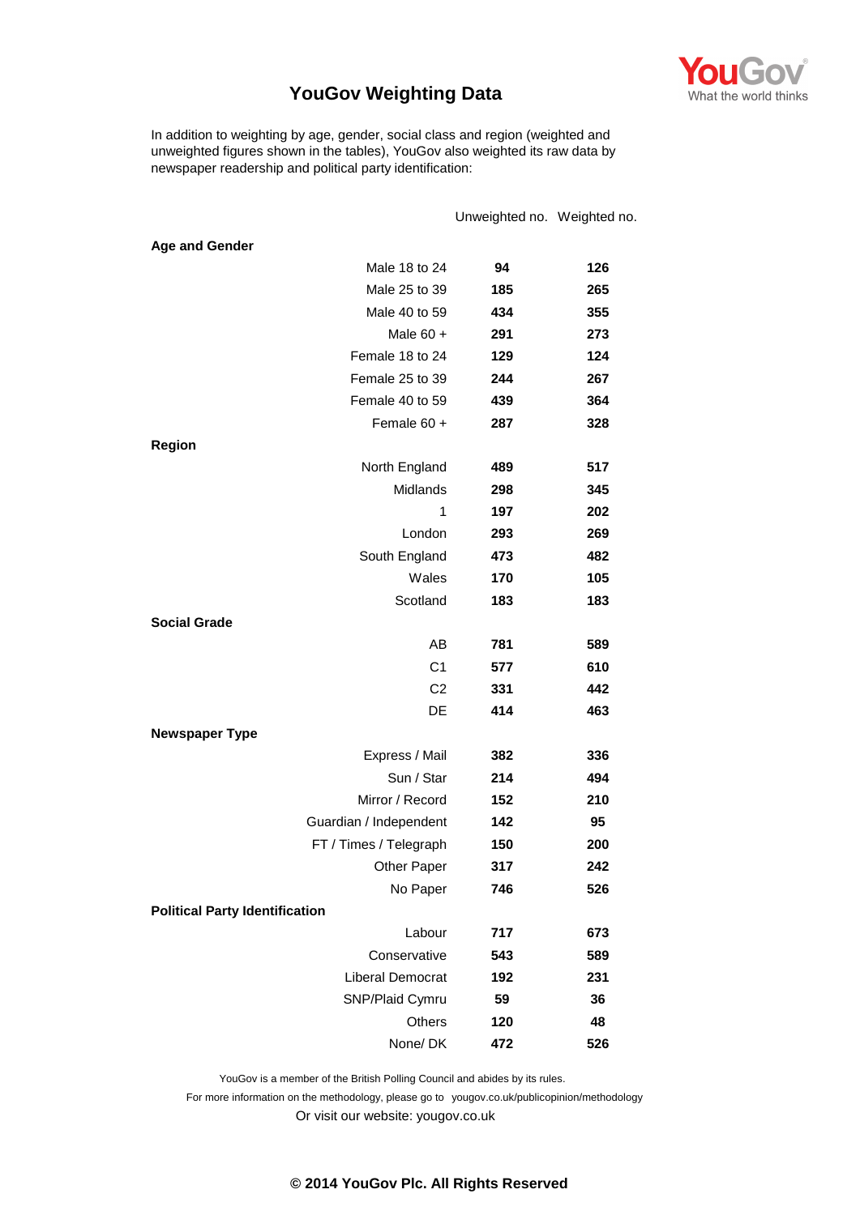# YouGov Weighting Data

In addition to weighting by age, gender, social class and region (weighted and unweighted figures shown in the tables), YouGov also weighted its raw data by newspaper readership and political party identification:

| | | Unweighted no. | Weighted no. |
|---|---|---|---|
| **Age and Gender** | | | |
| | Male 18 to 24 | **94** | **126** |
| | Male 25 to 39 | **185** | **265** |
| | Male 40 to 59 | **434** | **355** |
| | Male 60 + | **291** | **273** |
| | Female 18 to 24 | **129** | **124** |
| | Female 25 to 39 | **244** | **267** |
| | Female 40 to 59 | **439** | **364** |
| | Female 60 + | **287** | **328** |
| **Region** | | | |
| | North England | **489** | **517** |
| | Midlands | **298** | **345** |
| | 1 | **197** | **202** |
| | London | **293** | **269** |
| | South England | **473** | **482** |
| | Wales | **170** | **105** |
| | Scotland | **183** | **183** |
| **Social Grade** | | | |
| | AB | **781** | **589** |
| | C1 | **577** | **610** |
| | C2 | **331** | **442** |
| | DE | **414** | **463** |
| **Newspaper Type** | | | |
| | Express / Mail | **382** | **336** |
| | Sun / Star | **214** | **494** |
| | Mirror / Record | **152** | **210** |
| | Guardian / Independent | **142** | **95** |
| | FT / Times / Telegraph | **150** | **200** |
| | Other Paper | **317** | **242** |
| | No Paper | **746** | **526** |
| **Political Party Identification** | | | |
| | Labour | **717** | **673** |
| | Conservative | **543** | **589** |
| | Liberal Democrat | **192** | **231** |
| | SNP/Plaid Cymru | **59** | **36** |
| | Others | **120** | **48** |
| | None/ DK | **472** | **526** |

YouGov is a member of the British Polling Council and abides by its rules.

For more information on the methodology, please go to yougov.co.uk/publicopinion/methodology

Or visit our website: yougov.co.uk

**© 2014 YouGov Plc. All Rights Reserved**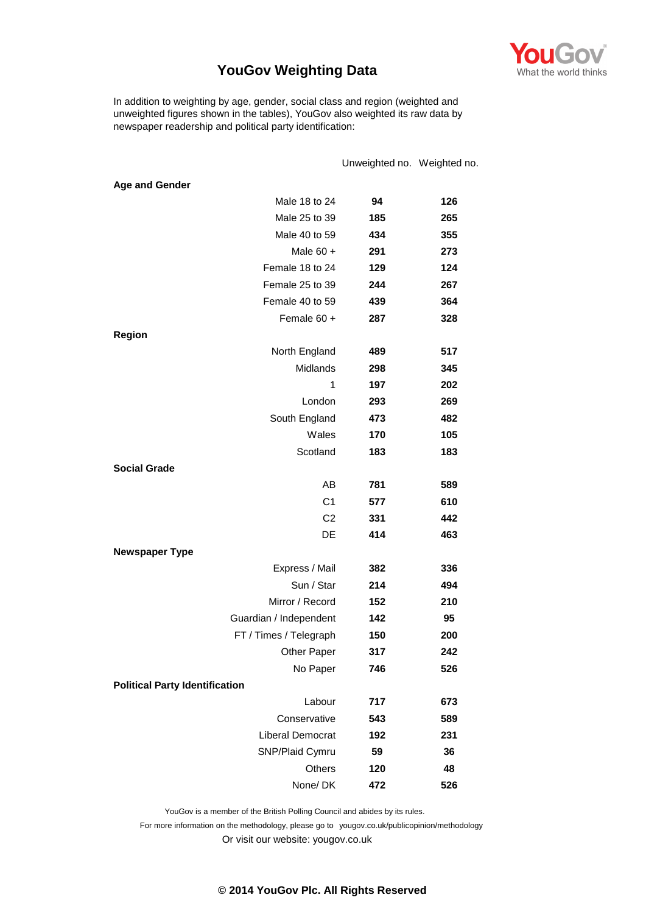# YouGov Weighting Data

YouGov
What the world thinks

In addition to weighting by age, gender, social class and region (weighted and unweighted figures shown in the tables), YouGov also weighted its raw data by newspaper readership and political party identification:

| | | Unweighted no. | Weighted no. |
|---|---|---|---|
| **Age and Gender** | | | |
| | Male 18 to 24 | **94** | **126** |
| | Male 25 to 39 | **185** | **265** |
| | Male 40 to 59 | **434** | **355** |
| | Male 60 + | **291** | **273** |
| | Female 18 to 24 | **129** | **124** |
| | Female 25 to 39 | **244** | **267** |
| | Female 40 to 59 | **439** | **364** |
| | Female 60 + | **287** | **328** |
| **Region** | | | |
| | North England | **489** | **517** |
| | Midlands | **298** | **345** |
| | 1 | **197** | **202** |
| | London | **293** | **269** |
| | South England | **473** | **482** |
| | Wales | **170** | **105** |
| | Scotland | **183** | **183** |
| **Social Grade** | | | |
| | AB | **781** | **589** |
| | C1 | **577** | **610** |
| | C2 | **331** | **442** |
| | DE | **414** | **463** |
| **Newspaper Type** | | | |
| | Express / Mail | **382** | **336** |
| | Sun / Star | **214** | **494** |
| | Mirror / Record | **152** | **210** |
| | Guardian / Independent | **142** | **95** |
| | FT / Times / Telegraph | **150** | **200** |
| | Other Paper | **317** | **242** |
| | No Paper | **746** | **526** |
| **Political Party Identification** | | | |
| | Labour | **717** | **673** |
| | Conservative | **543** | **589** |
| | Liberal Democrat | **192** | **231** |
| | SNP/Plaid Cymru | **59** | **36** |
| | Others | **120** | **48** |
| | None/ DK | **472** | **526** |

YouGov is a member of the British Polling Council and abides by its rules.

For more information on the methodology, please go to yougov.co.uk/publicopinion/methodology

Or visit our website: yougov.co.uk

**© 2014 YouGov Plc. All Rights Reserved**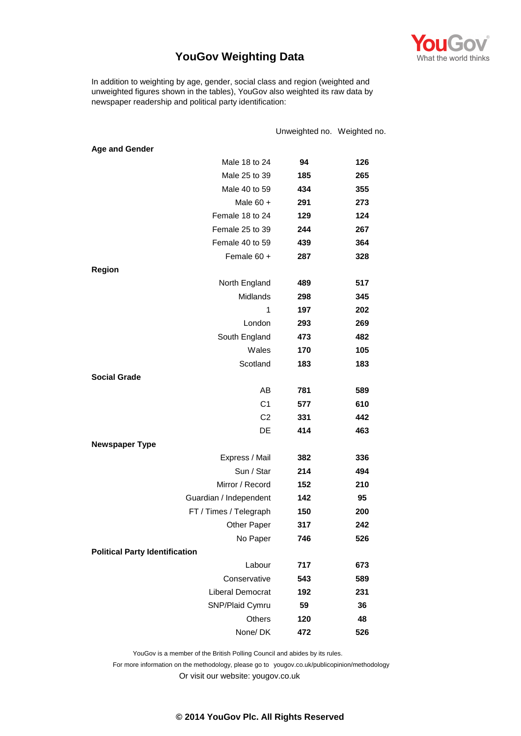## YouGov Weighting Data

In addition to weighting by age, gender, social class and region (weighted and unweighted figures shown in the tables), YouGov also weighted its raw data by newspaper readership and political party identification:

| | Unweighted no. | Weighted no. |
|---|---|---|
| **Age and Gender** | | |
| Male 18 to 24 | **94** | **126** |
| Male 25 to 39 | **185** | **265** |
| Male 40 to 59 | **434** | **355** |
| Male 60 + | **291** | **273** |
| Female 18 to 24 | **129** | **124** |
| Female 25 to 39 | **244** | **267** |
| Female 40 to 59 | **439** | **364** |
| Female 60 + | **287** | **328** |
| **Region** | | |
| North England | **489** | **517** |
| Midlands | **298** | **345** |
| 1 | **197** | **202** |
| London | **293** | **269** |
| South England | **473** | **482** |
| Wales | **170** | **105** |
| Scotland | **183** | **183** |
| **Social Grade** | | |
| AB | **781** | **589** |
| C1 | **577** | **610** |
| C2 | **331** | **442** |
| DE | **414** | **463** |
| **Newspaper Type** | | |
| Express / Mail | **382** | **336** |
| Sun / Star | **214** | **494** |
| Mirror / Record | **152** | **210** |
| Guardian / Independent | **142** | **95** |
| FT / Times / Telegraph | **150** | **200** |
| Other Paper | **317** | **242** |
| No Paper | **746** | **526** |
| **Political Party Identification** | | |
| Labour | **717** | **673** |
| Conservative | **543** | **589** |
| Liberal Democrat | **192** | **231** |
| SNP/Plaid Cymru | **59** | **36** |
| Others | **120** | **48** |
| None/ DK | **472** | **526** |

YouGov is a member of the British Polling Council and abides by its rules.

For more information on the methodology, please go to yougov.co.uk/publicopinion/methodology

Or visit our website: yougov.co.uk

**© 2014 YouGov Plc. All Rights Reserved**